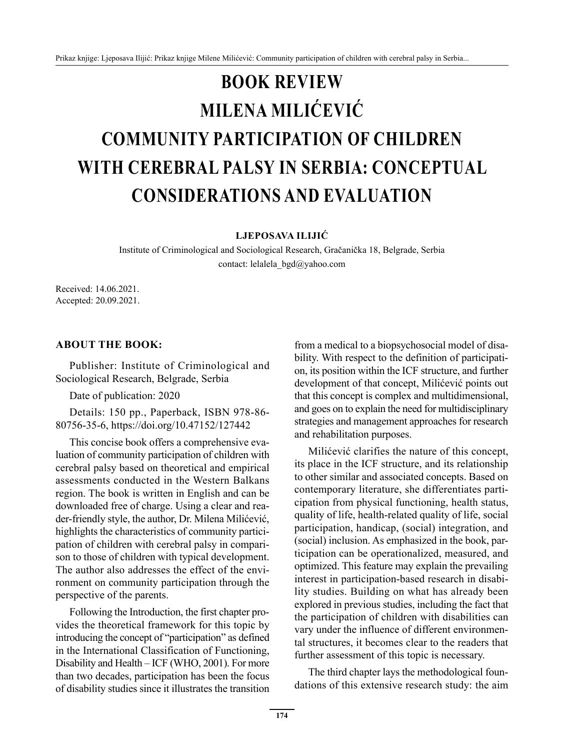# BOOK REVIEW
# MILENA MILIĆEVIĆ
# COMMUNITY PARTICIPATION OF CHILDREN WITH CEREBRAL PALSY IN SERBIA: CONCEPTUAL CONSIDERATIONS AND EVALUATION

**LJEPOSAVA ILIJIĆ**

Institute of Criminological and Sociological Research, Gračanička 18, Belgrade, Serbia
contact: lelalela_bgd@yahoo.com

Received: 14.06.2021.
Accepted: 20.09.2021.

### ABOUT THE BOOK:

Publisher: Institute of Criminological and Sociological Research, Belgrade, Serbia

Date of publication: 2020

Details: 150 pp., Paperback, ISBN 978-86-80756-35-6, https://doi.org/10.47152/127442

This concise book offers a comprehensive evaluation of community participation of children with cerebral palsy based on theoretical and empirical assessments conducted in the Western Balkans region. The book is written in English and can be downloaded free of charge. Using a clear and reader-friendly style, the author, Dr. Milena Milićević, highlights the characteristics of community participation of children with cerebral palsy in comparison to those of children with typical development. The author also addresses the effect of the environment on community participation through the perspective of the parents.

Following the Introduction, the first chapter provides the theoretical framework for this topic by introducing the concept of "participation" as defined in the International Classification of Functioning, Disability and Health – ICF (WHO, 2001). For more than two decades, participation has been the focus of disability studies since it illustrates the transition from a medical to a biopsychosocial model of disability. With respect to the definition of participation, its position within the ICF structure, and further development of that concept, Milićević points out that this concept is complex and multidimensional, and goes on to explain the need for multidisciplinary strategies and management approaches for research and rehabilitation purposes.

Milićević clarifies the nature of this concept, its place in the ICF structure, and its relationship to other similar and associated concepts. Based on contemporary literature, she differentiates participation from physical functioning, health status, quality of life, health-related quality of life, social participation, handicap, (social) integration, and (social) inclusion. As emphasized in the book, participation can be operationalized, measured, and optimized. This feature may explain the prevailing interest in participation-based research in disability studies. Building on what has already been explored in previous studies, including the fact that the participation of children with disabilities can vary under the influence of different environmental structures, it becomes clear to the readers that further assessment of this topic is necessary.

The third chapter lays the methodological foundations of this extensive research study: the aim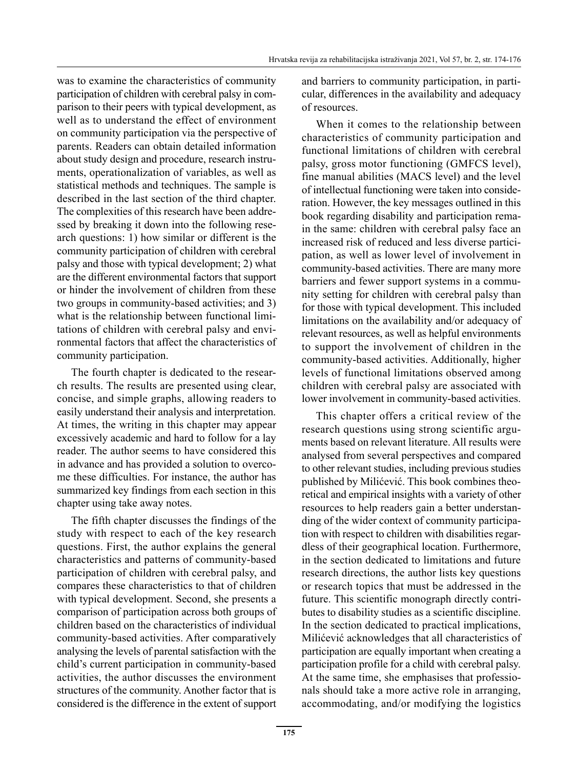was to examine the characteristics of community participation of children with cerebral palsy in comparison to their peers with typical development, as well as to understand the effect of environment on community participation via the perspective of parents. Readers can obtain detailed information about study design and procedure, research instruments, operationalization of variables, as well as statistical methods and techniques. The sample is described in the last section of the third chapter. The complexities of this research have been addressed by breaking it down into the following research questions: 1) how similar or different is the community participation of children with cerebral palsy and those with typical development; 2) what are the different environmental factors that support or hinder the involvement of children from these two groups in community-based activities; and 3) what is the relationship between functional limitations of children with cerebral palsy and environmental factors that affect the characteristics of community participation.

The fourth chapter is dedicated to the research results. The results are presented using clear, concise, and simple graphs, allowing readers to easily understand their analysis and interpretation. At times, the writing in this chapter may appear excessively academic and hard to follow for a lay reader. The author seems to have considered this in advance and has provided a solution to overcome these difficulties. For instance, the author has summarized key findings from each section in this chapter using take away notes.

The fifth chapter discusses the findings of the study with respect to each of the key research questions. First, the author explains the general characteristics and patterns of community-based participation of children with cerebral palsy, and compares these characteristics to that of children with typical development. Second, she presents a comparison of participation across both groups of children based on the characteristics of individual community-based activities. After comparatively analysing the levels of parental satisfaction with the child's current participation in community-based activities, the author discusses the environment structures of the community. Another factor that is considered is the difference in the extent of support and barriers to community participation, in particular, differences in the availability and adequacy of resources.

When it comes to the relationship between characteristics of community participation and functional limitations of children with cerebral palsy, gross motor functioning (GMFCS level), fine manual abilities (MACS level) and the level of intellectual functioning were taken into consideration. However, the key messages outlined in this book regarding disability and participation remain the same: children with cerebral palsy face an increased risk of reduced and less diverse participation, as well as lower level of involvement in community-based activities. There are many more barriers and fewer support systems in a community setting for children with cerebral palsy than for those with typical development. This included limitations on the availability and/or adequacy of relevant resources, as well as helpful environments to support the involvement of children in the community-based activities. Additionally, higher levels of functional limitations observed among children with cerebral palsy are associated with lower involvement in community-based activities.

This chapter offers a critical review of the research questions using strong scientific arguments based on relevant literature. All results were analysed from several perspectives and compared to other relevant studies, including previous studies published by Milićević. This book combines theoretical and empirical insights with a variety of other resources to help readers gain a better understanding of the wider context of community participation with respect to children with disabilities regardless of their geographical location. Furthermore, in the section dedicated to limitations and future research directions, the author lists key questions or research topics that must be addressed in the future. This scientific monograph directly contributes to disability studies as a scientific discipline. In the section dedicated to practical implications, Milićević acknowledges that all characteristics of participation are equally important when creating a participation profile for a child with cerebral palsy. At the same time, she emphasises that professionals should take a more active role in arranging, accommodating, and/or modifying the logistics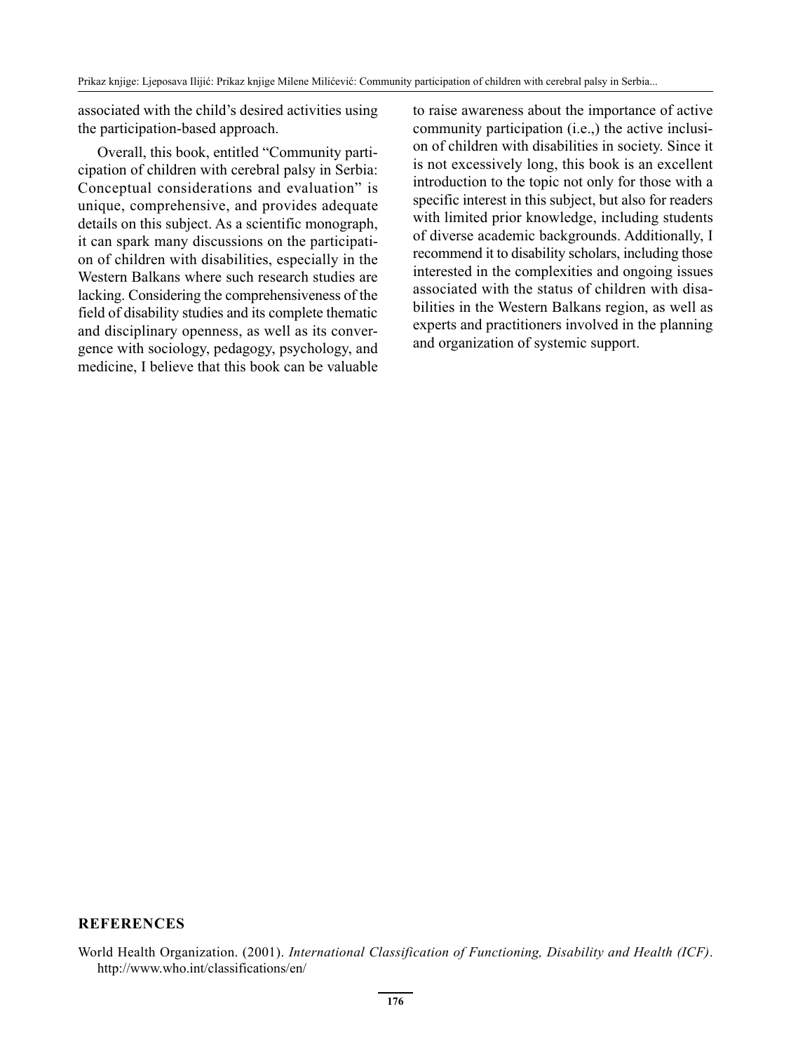associated with the child's desired activities using the participation-based approach.

Overall, this book, entitled "Community participation of children with cerebral palsy in Serbia: Conceptual considerations and evaluation" is unique, comprehensive, and provides adequate details on this subject. As a scientific monograph, it can spark many discussions on the participation of children with disabilities, especially in the Western Balkans where such research studies are lacking. Considering the comprehensiveness of the field of disability studies and its complete thematic and disciplinary openness, as well as its convergence with sociology, pedagogy, psychology, and medicine, I believe that this book can be valuable to raise awareness about the importance of active community participation (i.e.,) the active inclusion of children with disabilities in society. Since it is not excessively long, this book is an excellent introduction to the topic not only for those with a specific interest in this subject, but also for readers with limited prior knowledge, including students of diverse academic backgrounds. Additionally, I recommend it to disability scholars, including those interested in the complexities and ongoing issues associated with the status of children with disabilities in the Western Balkans region, as well as experts and practitioners involved in the planning and organization of systemic support.

## REFERENCES

World Health Organization. (2001). *International Classification of Functioning, Disability and Health (ICF)*. http://www.who.int/classifications/en/